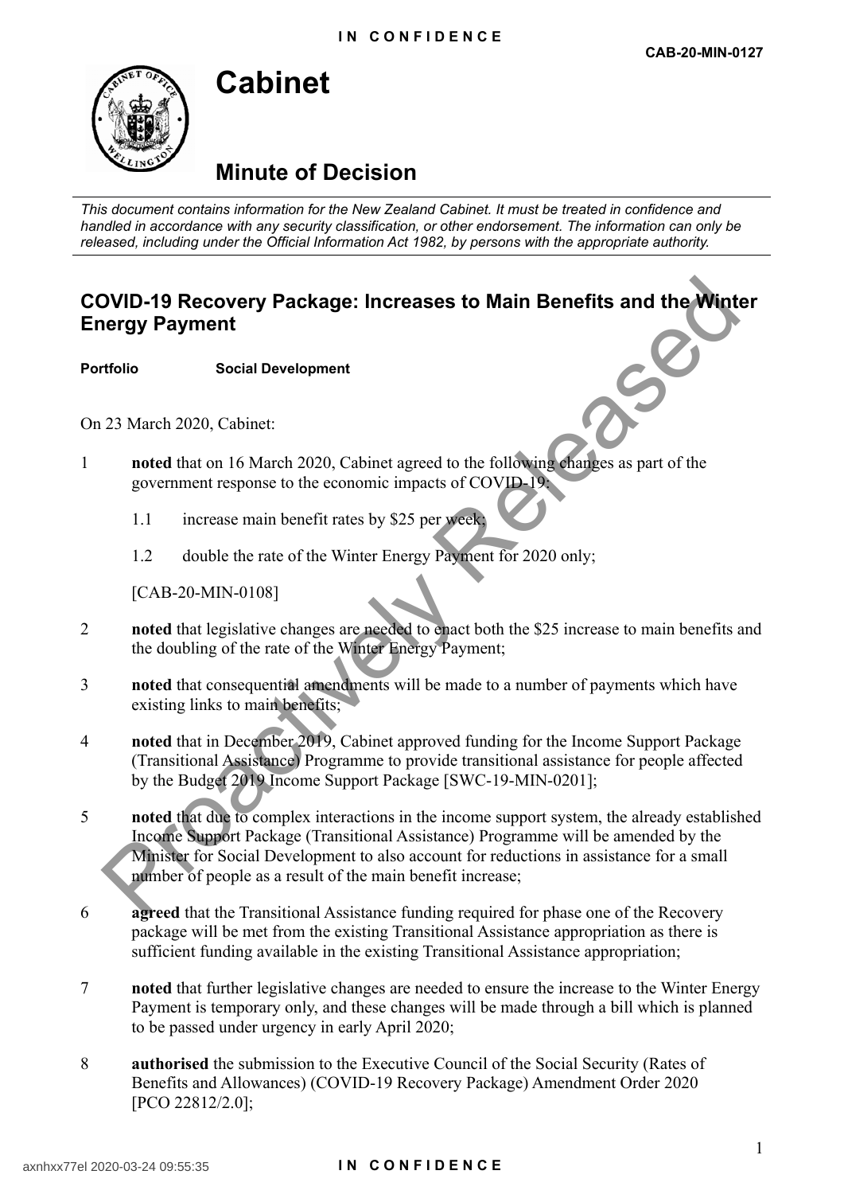**IN CONFIDENCE**

**CAB-20-MIN-0127**

# Cabinet

## Minute of Decision

*This document contains information for the New Zealand Cabinet. It must be treated in confidence and handled in accordance with any security classification, or other endorsement. The information can only be released, including under the Official Information Act 1982, by persons with the appropriate authority.*

## COVID-19 Recovery Package: Increases to Main Benefits and the Winter Energy Payment

**Portfolio** **Social Development**

On 23 March 2020, Cabinet:

1 **noted** that on 16 March 2020, Cabinet agreed to the following changes as part of the government response to the economic impacts of COVID-19:

  1.1 increase main benefit rates by $25 per week;

  1.2 double the rate of the Winter Energy Payment for 2020 only;

  [CAB-20-MIN-0108]

2 **noted** that legislative changes are needed to enact both the $25 increase to main benefits and the doubling of the rate of the Winter Energy Payment;

3 **noted** that consequential amendments will be made to a number of payments which have existing links to main benefits;

4 **noted** that in December 2019, Cabinet approved funding for the Income Support Package (Transitional Assistance) Programme to provide transitional assistance for people affected by the Budget 2019 Income Support Package [SWC-19-MIN-0201];

5 **noted** that due to complex interactions in the income support system, the already established Income Support Package (Transitional Assistance) Programme will be amended by the Minister for Social Development to also account for reductions in assistance for a small number of people as a result of the main benefit increase;

6 **agreed** that the Transitional Assistance funding required for phase one of the Recovery package will be met from the existing Transitional Assistance appropriation as there is sufficient funding available in the existing Transitional Assistance appropriation;

7 **noted** that further legislative changes are needed to ensure the increase to the Winter Energy Payment is temporary only, and these changes will be made through a bill which is planned to be passed under urgency in early April 2020;

8 **authorised** the submission to the Executive Council of the Social Security (Rates of Benefits and Allowances) (COVID-19 Recovery Package) Amendment Order 2020 [PCO 22812/2.0];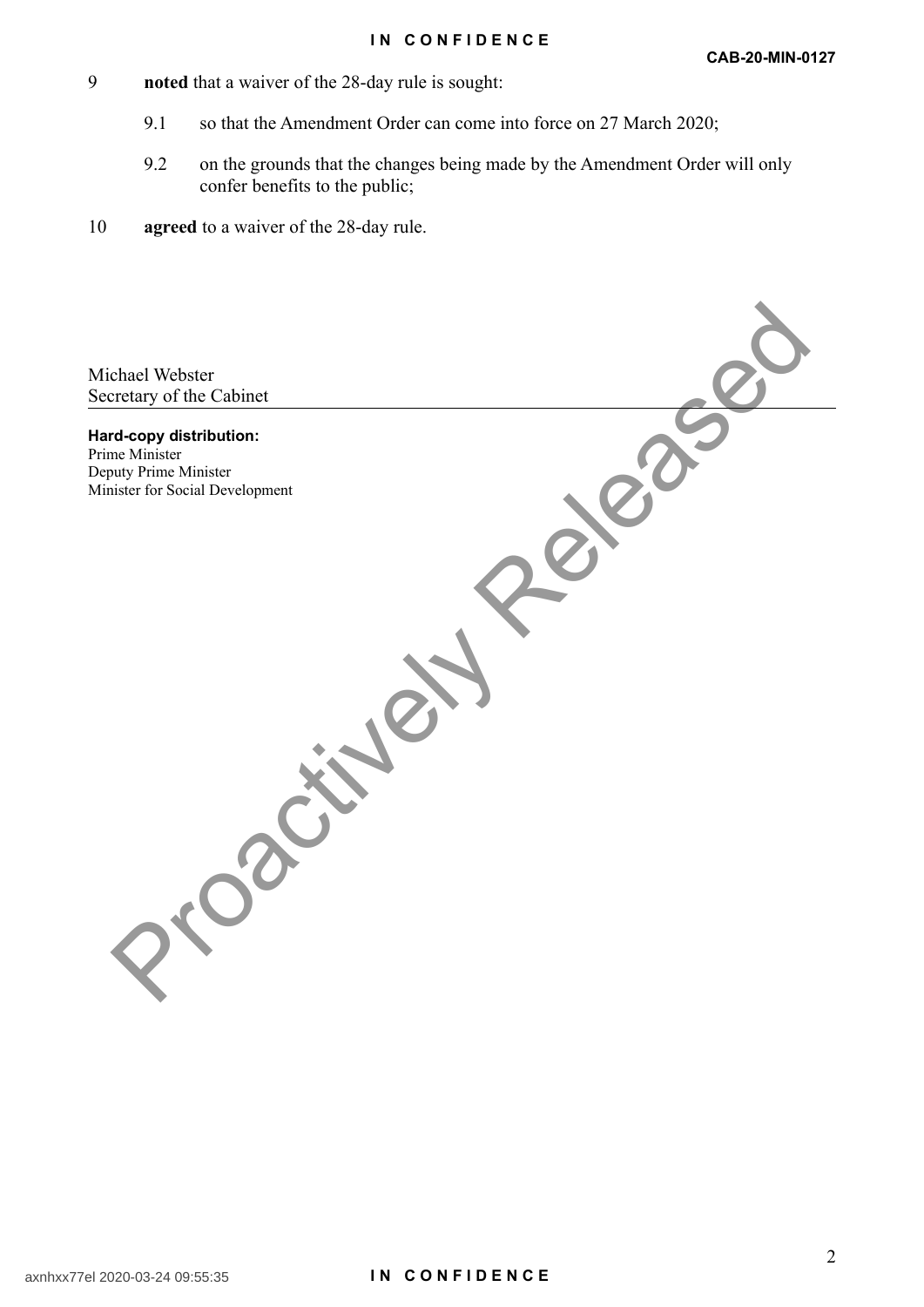9 **noted** that a waiver of the 28-day rule is sought:

  9.1 so that the Amendment Order can come into force on 27 March 2020;

  9.2 on the grounds that the changes being made by the Amendment Order will only confer benefits to the public;

10 **agreed** to a waiver of the 28-day rule.

Michael Webster
Secretary of the Cabinet

**Hard-copy distribution:**
Prime Minister
Deputy Prime Minister
Minister for Social Development

Proactively Released